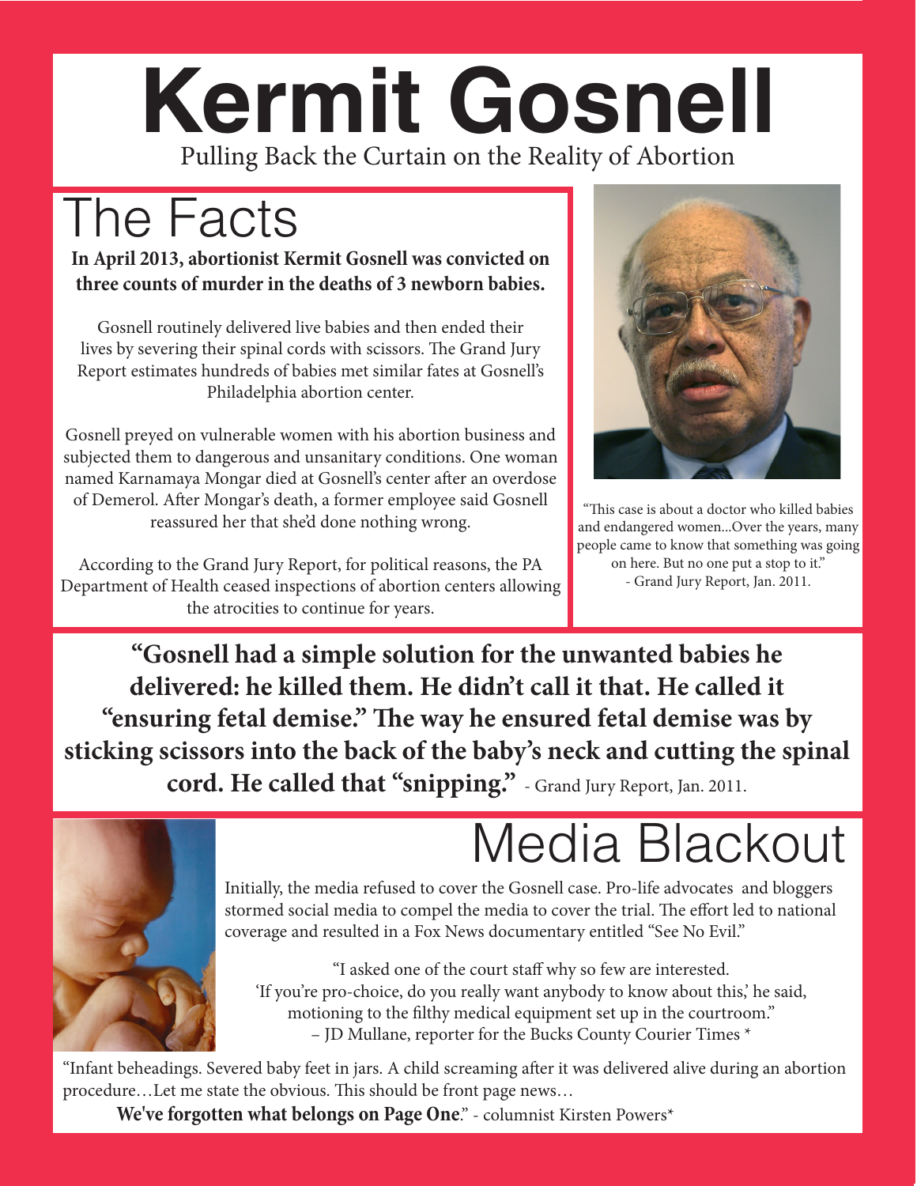# Kermit Gosnell

Pulling Back the Curtain on the Reality of Abortion

## The Facts

**In April 2013, abortionist Kermit Gosnell was convicted on three counts of murder in the deaths of 3 newborn babies.**

Gosnell routinely delivered live babies and then ended their lives by severing their spinal cords with scissors. The Grand Jury Report estimates hundreds of babies met similar fates at Gosnell's Philadelphia abortion center.

Gosnell preyed on vulnerable women with his abortion business and subjected them to dangerous and unsanitary conditions. One woman named Karnamaya Mongar died at Gosnell's center after an overdose of Demerol. After Mongar's death, a former employee said Gosnell reassured her that she'd done nothing wrong.

According to the Grand Jury Report, for political reasons, the PA Department of Health ceased inspections of abortion centers allowing the atrocities to continue for years.

"This case is about a doctor who killed babies and endangered women...Over the years, many people came to know that something was going on here. But no one put a stop to it."
- Grand Jury Report, Jan. 2011.

**"Gosnell had a simple solution for the unwanted babies he delivered: he killed them. He didn't call it that. He called it "ensuring fetal demise." The way he ensured fetal demise was by sticking scissors into the back of the baby's neck and cutting the spinal cord. He called that "snipping."** - Grand Jury Report, Jan. 2011.

## Media Blackout

Initially, the media refused to cover the Gosnell case. Pro-life advocates and bloggers stormed social media to compel the media to cover the trial. The effort led to national coverage and resulted in a Fox News documentary entitled "See No Evil."

"I asked one of the court staff why so few are interested. 'If you're pro-choice, do you really want anybody to know about this,' he said, motioning to the filthy medical equipment set up in the courtroom."
– JD Mullane, reporter for the Bucks County Courier Times *

"Infant beheadings. Severed baby feet in jars. A child screaming after it was delivered alive during an abortion procedure…Let me state the obvious. This should be front page news…
**We've forgotten what belongs on Page One**." - columnist Kirsten Powers*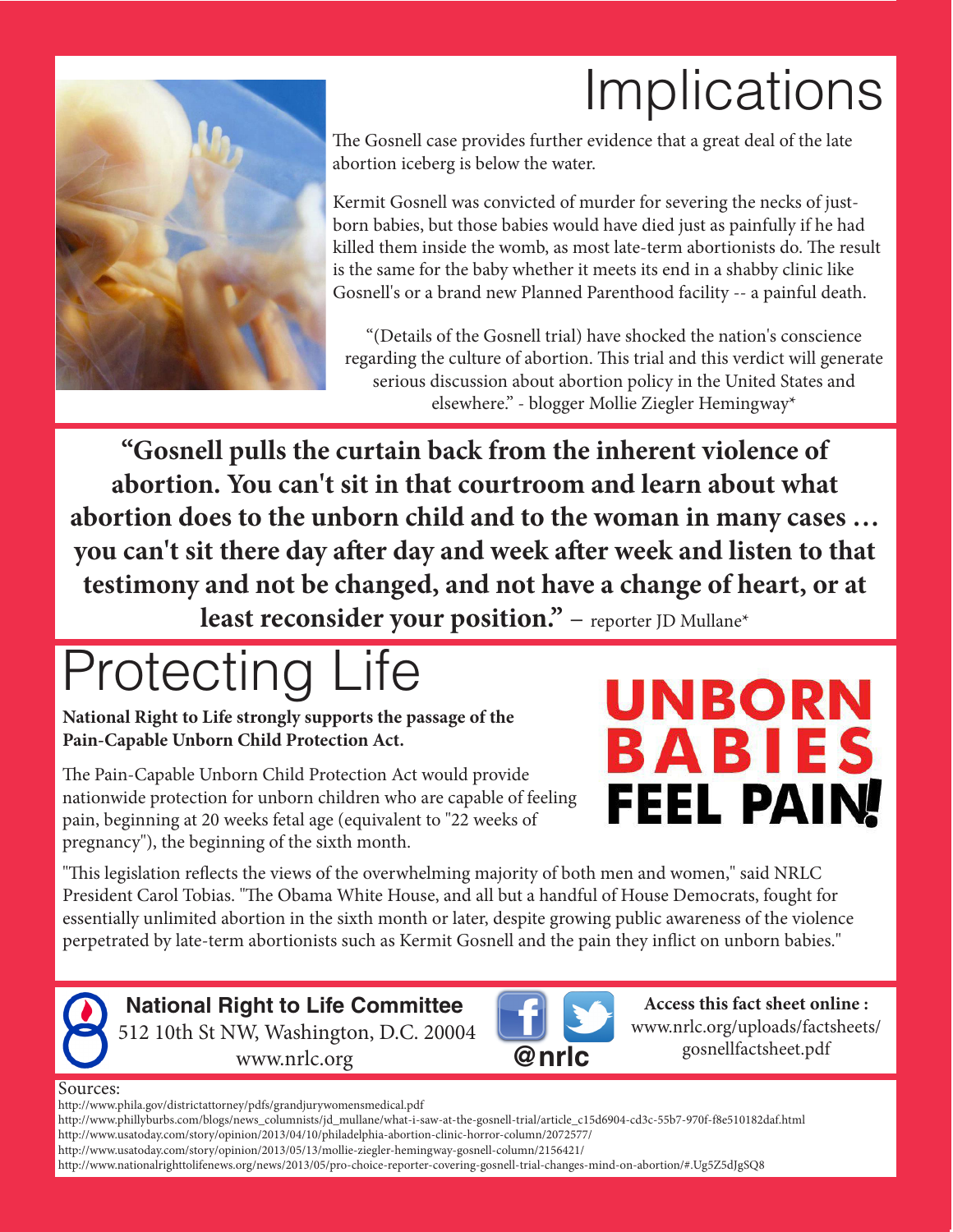# Implications

The Gosnell case provides further evidence that a great deal of the late abortion iceberg is below the water.

Kermit Gosnell was convicted of murder for severing the necks of just-born babies, but those babies would have died just as painfully if he had killed them inside the womb, as most late-term abortionists do. The result is the same for the baby whether it meets its end in a shabby clinic like Gosnell's or a brand new Planned Parenthood facility -- a painful death.

"(Details of the Gosnell trial) have shocked the nation's conscience regarding the culture of abortion. This trial and this verdict will generate serious discussion about abortion policy in the United States and elsewhere." - blogger Mollie Ziegler Hemingway*

**"Gosnell pulls the curtain back from the inherent violence of abortion. You can't sit in that courtroom and learn about what abortion does to the unborn child and to the woman in many cases … you can't sit there day after day and week after week and listen to that testimony and not be changed, and not have a change of heart, or at least reconsider your position."** – reporter JD Mullane*

# Protecting Life

**National Right to Life strongly supports the passage of the Pain-Capable Unborn Child Protection Act.**

The Pain-Capable Unborn Child Protection Act would provide nationwide protection for unborn children who are capable of feeling pain, beginning at 20 weeks fetal age (equivalent to "22 weeks of pregnancy"), the beginning of the sixth month.

**UNBORN BABIES FEEL PAIN!**

"This legislation reflects the views of the overwhelming majority of both men and women," said NRLC President Carol Tobias. "The Obama White House, and all but a handful of House Democrats, fought for essentially unlimited abortion in the sixth month or later, despite growing public awareness of the violence perpetrated by late-term abortionists such as Kermit Gosnell and the pain they inflict on unborn babies."

**National Right to Life Committee**
512 10th St NW, Washington, D.C. 20004
www.nrlc.org

@nrlc

**Access this fact sheet online :**
www.nrlc.org/uploads/factsheets/gosnellfactsheet.pdf

Sources:
http://www.phila.gov/districtattorney/pdfs/grandjurywomensmedical.pdf
http://www.phillyburbs.com/blogs/news_columnists/jd_mullane/what-i-saw-at-the-gosnell-trial/article_c15d6904-cd3c-55b7-970f-f8e510182daf.html
http://www.usatoday.com/story/opinion/2013/04/10/philadelphia-abortion-clinic-horror-column/2072577/
http://www.usatoday.com/story/opinion/2013/05/13/mollie-ziegler-hemingway-gosnell-column/2156421/
http://www.nationalrighttolifenews.org/news/2013/05/pro-choice-reporter-covering-gosnell-trial-changes-mind-on-abortion/#.Ug5Z5dJgSQ8